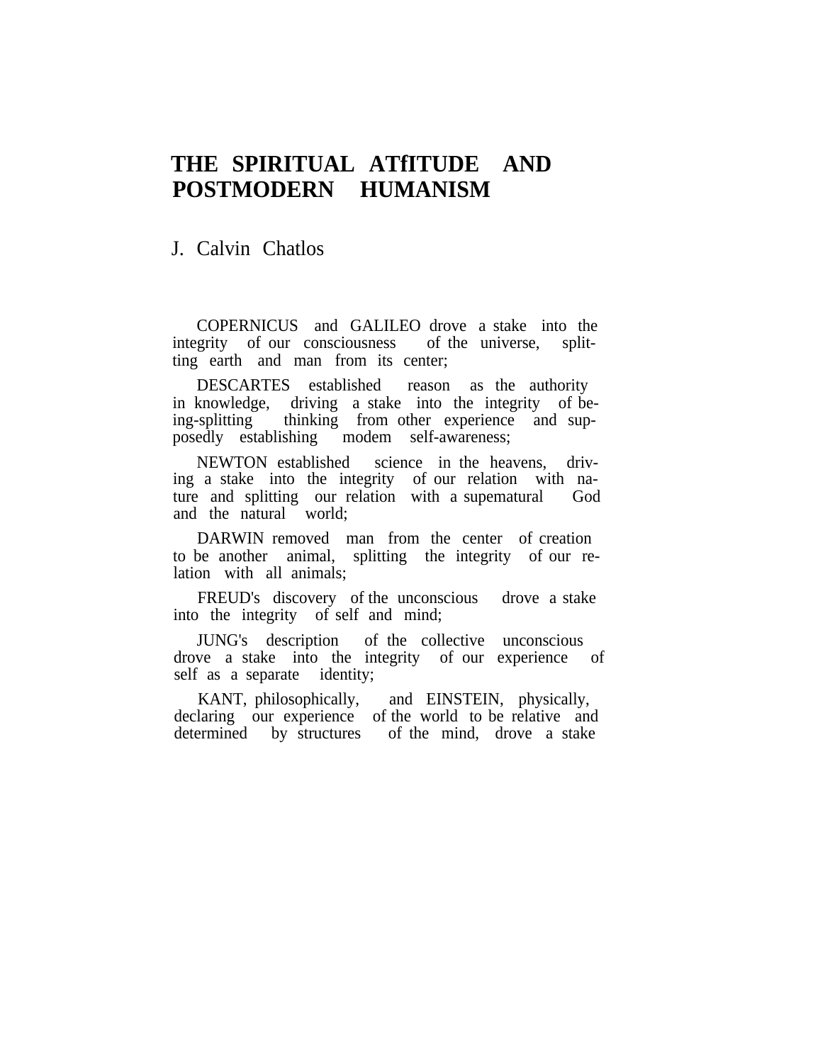# THE SPIRITUAL ATfITUDE AND POSTMODERN HUMANISM

J. Calvin Chatlos

COPERNICUS and GALILEO drove a stake into the integrity of our consciousness of the universe, splitting earth and man from its center;

DESCARTES established reason as the authority in knowledge, driving a stake into the integrity of being-splitting thinking from other experience and supposedly establishing modem self-awareness;

NEWTON established science in the heavens, driving a stake into the integrity of our relation with nature and splitting our relation with a supematural God and the natural world;

DARWIN removed man from the center of creation to be another animal, splitting the integrity of our relation with all animals;

FREUD's discovery of the unconscious drove a stake into the integrity of self and mind;

JUNG's description of the collective unconscious drove a stake into the integrity of our experience of self as a separate identity;

KANT, philosophically, and EINSTEIN, physically, declaring our experience of the world to be relative and determined by structures of the mind, drove a stake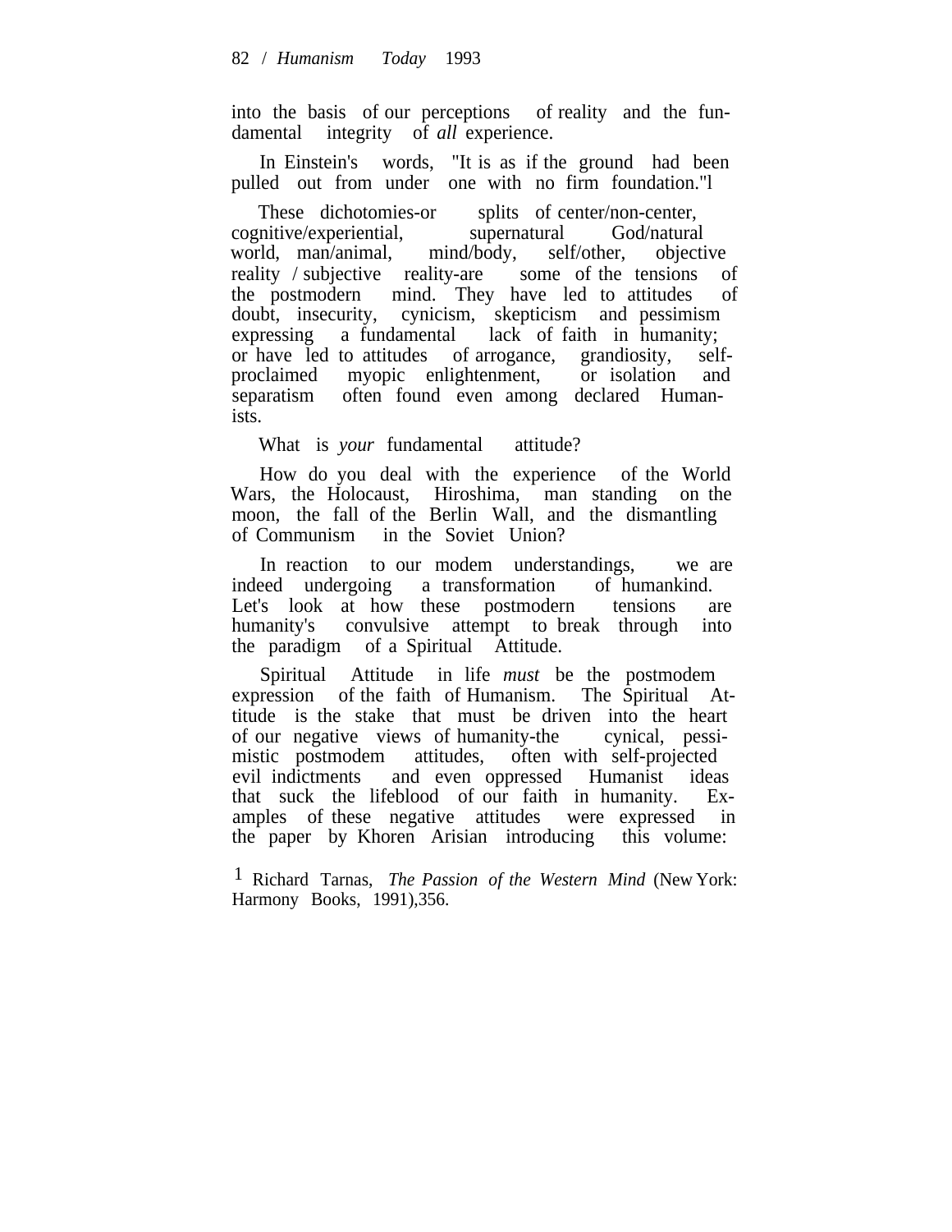into the basis of our perceptions of reality and the fundamental integrity of *all* experience.

In Einstein's words, "It is as if the ground had been pulled out from under one with no firm foundation."[1]

These dichotomies-or splits of center/non-center, cognitive/experiential, supernatural God/natural world, man/animal, mind/body, self/other, objective reality / subjective reality-are some of the tensions of the postmodern mind. They have led to attitudes of doubt, insecurity, cynicism, skepticism and pessimism expressing a fundamental lack of faith in humanity; or have led to attitudes of arrogance, grandiosity, self-proclaimed myopic enlightenment, or isolation and separatism often found even among declared Humanists.

What is *your* fundamental attitude?

How do you deal with the experience of the World Wars, the Holocaust, Hiroshima, man standing on the moon, the fall of the Berlin Wall, and the dismantling of Communism in the Soviet Union?

In reaction to our modem understandings, we are indeed undergoing a transformation of humankind. Let's look at how these postmodern tensions are humanity's convulsive attempt to break through into the paradigm of a Spiritual Attitude.

Spiritual Attitude in life *must* be the postmodem expression of the faith of Humanism. The Spiritual Attitude is the stake that must be driven into the heart of our negative views of humanity-the cynical, pessimistic postmodem attitudes, often with self-projected evil indictments and even oppressed Humanist ideas that suck the lifeblood of our faith in humanity. Examples of these negative attitudes were expressed in the paper by Khoren Arisian introducing this volume:

[1] Richard Tarnas, *The Passion of the Western Mind* (New York: Harmony Books, 1991),356.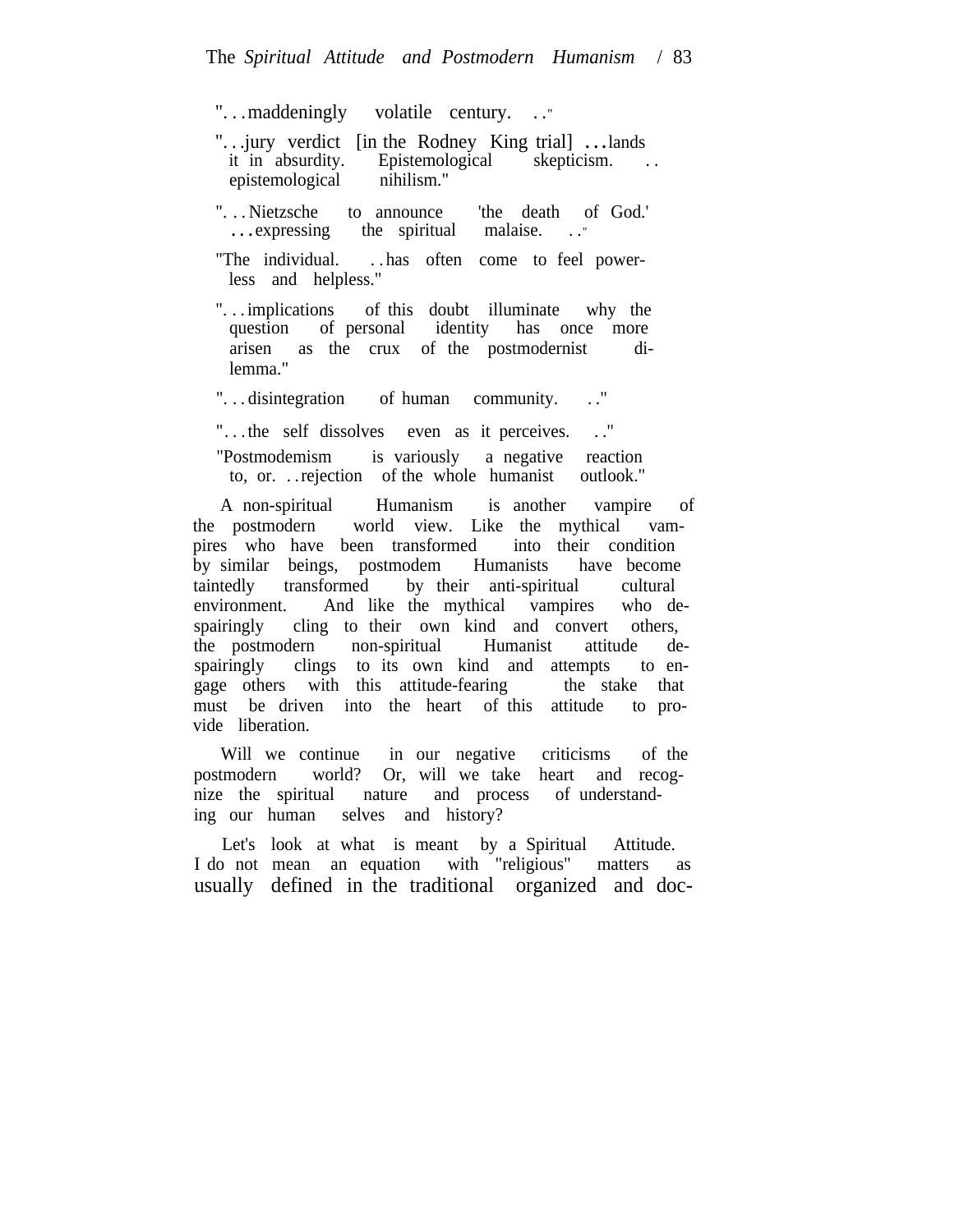"...maddeningly volatile century. .."

"...jury verdict [in the Rodney King trial] ...lands it in absurdity. Epistemological skepticism. .. epistemological nihilism."

"...Nietzsche to announce 'the death of God.' ...expressing the spiritual malaise. .."

"The individual. ..has often come to feel powerless and helpless."

"...implications of this doubt illuminate why the question of personal identity has once more arisen as the crux of the postmodernist dilemma."

"...disintegration of human community. .."

"...the self dissolves even as it perceives. .."

"Postmodemism is variously a negative reaction to, or. ..rejection of the whole humanist outlook."

A non-spiritual Humanism is another vampire of the postmodern world view. Like the mythical vampires who have been transformed into their condition by similar beings, postmodem Humanists have become taintedly transformed by their anti-spiritual cultural environment. And like the mythical vampires who despairingly cling to their own kind and convert others, the postmodern non-spiritual Humanist attitude despairingly clings to its own kind and attempts to engage others with this attitude-fearing the stake that must be driven into the heart of this attitude to provide liberation.

Will we continue in our negative criticisms of the postmodern world? Or, will we take heart and recognize the spiritual nature and process of understanding our human selves and history?

Let's look at what is meant by a Spiritual Attitude. I do not mean an equation with "religious" matters as usually defined in the traditional organized and doc-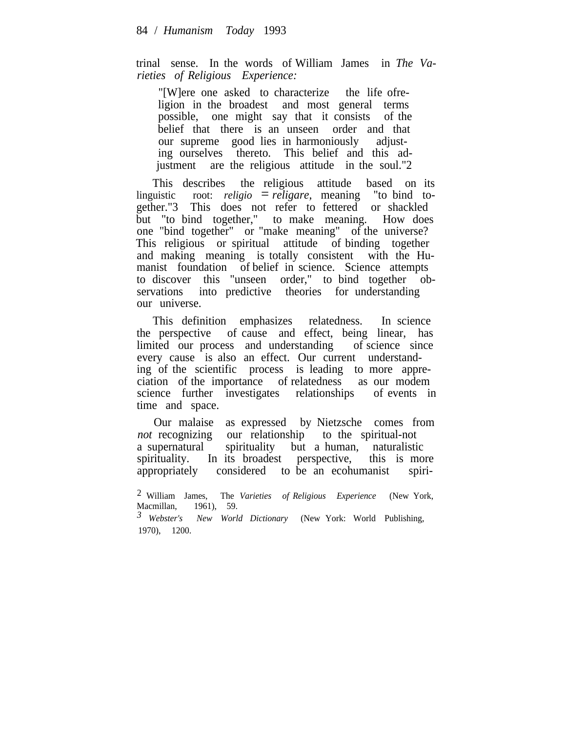trinal sense. In the words of William James in *The Varieties of Religious Experience:*

> "[W]ere one asked to characterize the life ofreligion in the broadest and most general terms possible, one might say that it consists of the belief that there is an unseen order and that our supreme good lies in harmoniously adjusting ourselves thereto. This belief and this adjustment are the religious attitude in the soul."[2]

This describes the religious attitude based on its linguistic root: *religio* = *religare*, meaning "to bind together."[3] This does not refer to fettered or shackled but "to bind together," to make meaning. How does one "bind together" or "make meaning" of the universe? This religious or spiritual attitude of binding together and making meaning is totally consistent with the Humanist foundation of belief in science. Science attempts to discover this "unseen order," to bind together observations into predictive theories for understanding our universe.

This definition emphasizes relatedness. In science the perspective of cause and effect, being linear, has limited our process and understanding of science since every cause is also an effect. Our current understanding of the scientific process is leading to more appreciation of the importance of relatedness as our modem science further investigates relationships of events in time and space.

Our malaise as expressed by Nietzsche comes from *not* recognizing our relationship to the spiritual-not a supernatural spirituality but a human, naturalistic spirituality. In its broadest perspective, this is more appropriately considered to be an ecohumanist spiri-

[2] William James, The *Varieties of Religious Experience* (New York, Macmillan, 1961), 59.

[3] *Webster's New World Dictionary* (New York: World Publishing, 1970), 1200.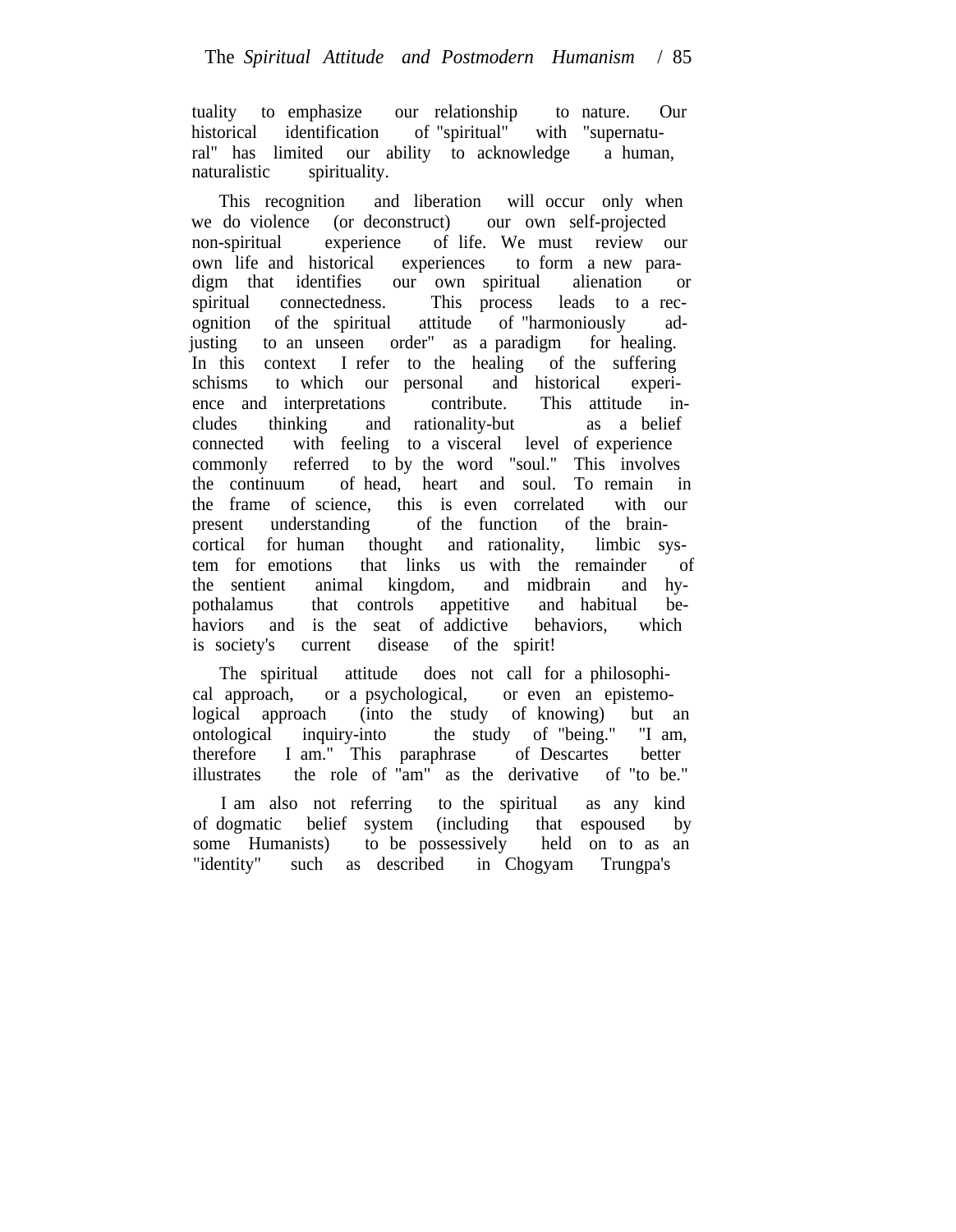tuality to emphasize our relationship to nature. Our historical identification of "spiritual" with "supernatural" has limited our ability to acknowledge a human, naturalistic spirituality.

This recognition and liberation will occur only when we do violence (or deconstruct) our own self-projected non-spiritual experience of life. We must review our own life and historical experiences to form a new paradigm that identifies our own spiritual alienation or spiritual connectedness. This process leads to a recognition of the spiritual attitude of "harmoniously adjusting to an unseen order" as a paradigm for healing. In this context I refer to the healing of the suffering schisms to which our personal and historical experience and interpretations contribute. This attitude includes thinking and rationality-but as a belief connected with feeling to a visceral level of experience commonly referred to by the word "soul." This involves the continuum of head, heart and soul. To remain in the frame of science, this is even correlated with our present understanding of the function of the brain-cortical for human thought and rationality, limbic system for emotions that links us with the remainder of the sentient animal kingdom, and midbrain and hypothalamus that controls appetitive and habitual behaviors and is the seat of addictive behaviors, which is society's current disease of the spirit!

The spiritual attitude does not call for a philosophical approach, or a psychological, or even an epistemological approach (into the study of knowing) but an ontological inquiry-into the study of "being." "I am, therefore I am." This paraphrase of Descartes better illustrates the role of "am" as the derivative of "to be."

I am also not referring to the spiritual as any kind of dogmatic belief system (including that espoused by some Humanists) to be possessively held on to as an "identity" such as described in Chogyam Trungpa's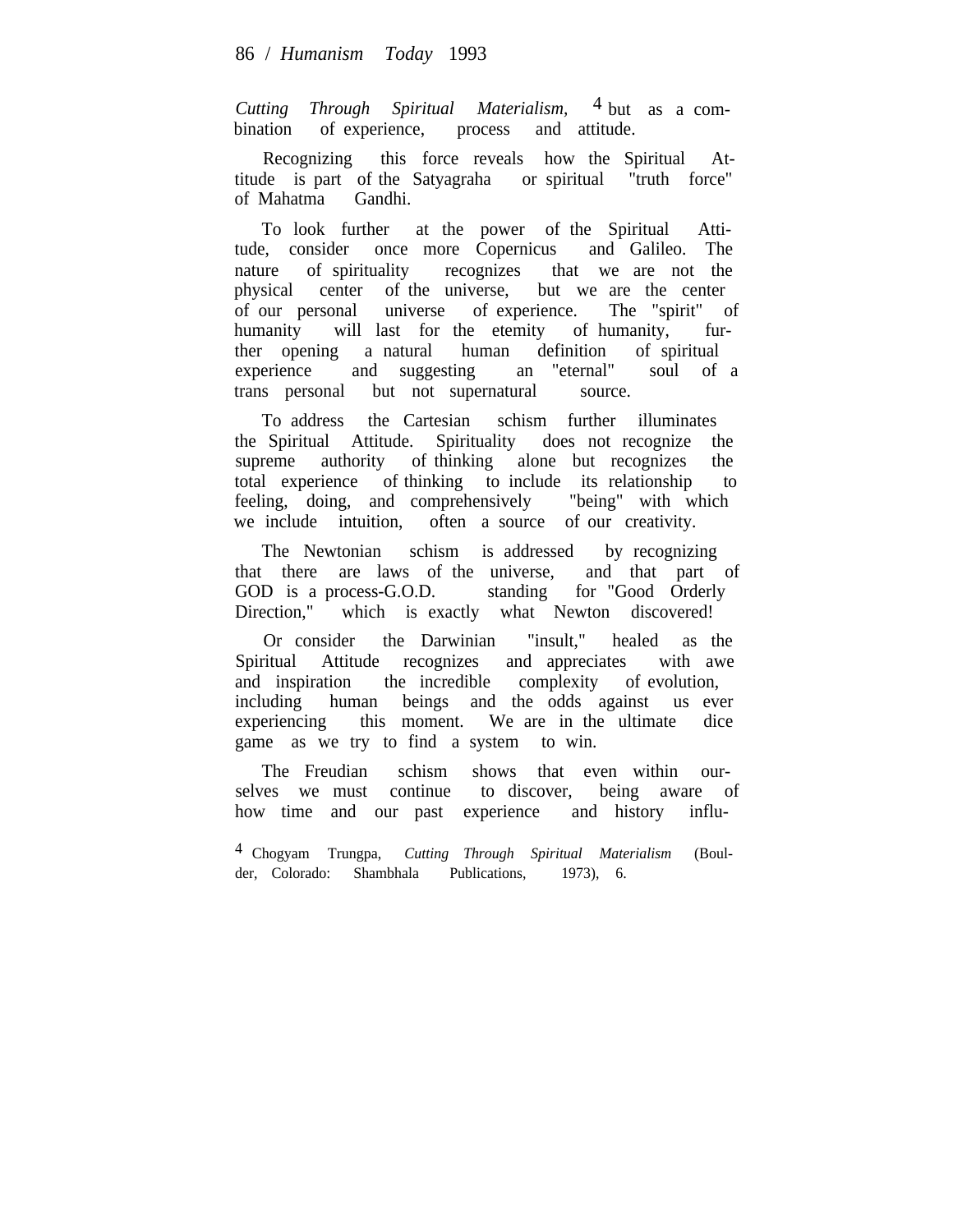*Cutting Through Spiritual Materialism*,[4] but as a combination of experience, process and attitude.

Recognizing this force reveals how the Spiritual Attitude is part of the Satyagraha or spiritual "truth force" of Mahatma Gandhi.

To look further at the power of the Spiritual Attitude, consider once more Copernicus and Galileo. The nature of spirituality recognizes that we are not the physical center of the universe, but we are the center of our personal universe of experience. The "spirit" of humanity will last for the etemity of humanity, further opening a natural human definition of spiritual experience and suggesting an "eternal" soul of a trans personal but not supernatural source.

To address the Cartesian schism further illuminates the Spiritual Attitude. Spirituality does not recognize the supreme authority of thinking alone but recognizes the total experience of thinking to include its relationship to feeling, doing, and comprehensively "being" with which we include intuition, often a source of our creativity.

The Newtonian schism is addressed by recognizing that there are laws of the universe, and that part of GOD is a process-G.O.D. standing for "Good Orderly Direction," which is exactly what Newton discovered!

Or consider the Darwinian "insult," healed as the Spiritual Attitude recognizes and appreciates with awe and inspiration the incredible complexity of evolution, including human beings and the odds against us ever experiencing this moment. We are in the ultimate dice game as we try to find a system to win.

The Freudian schism shows that even within ourselves we must continue to discover, being aware of how time and our past experience and history influ-

[4] Chogyam Trungpa, *Cutting Through Spiritual Materialism* (Boulder, Colorado: Shambhala Publications, 1973), 6.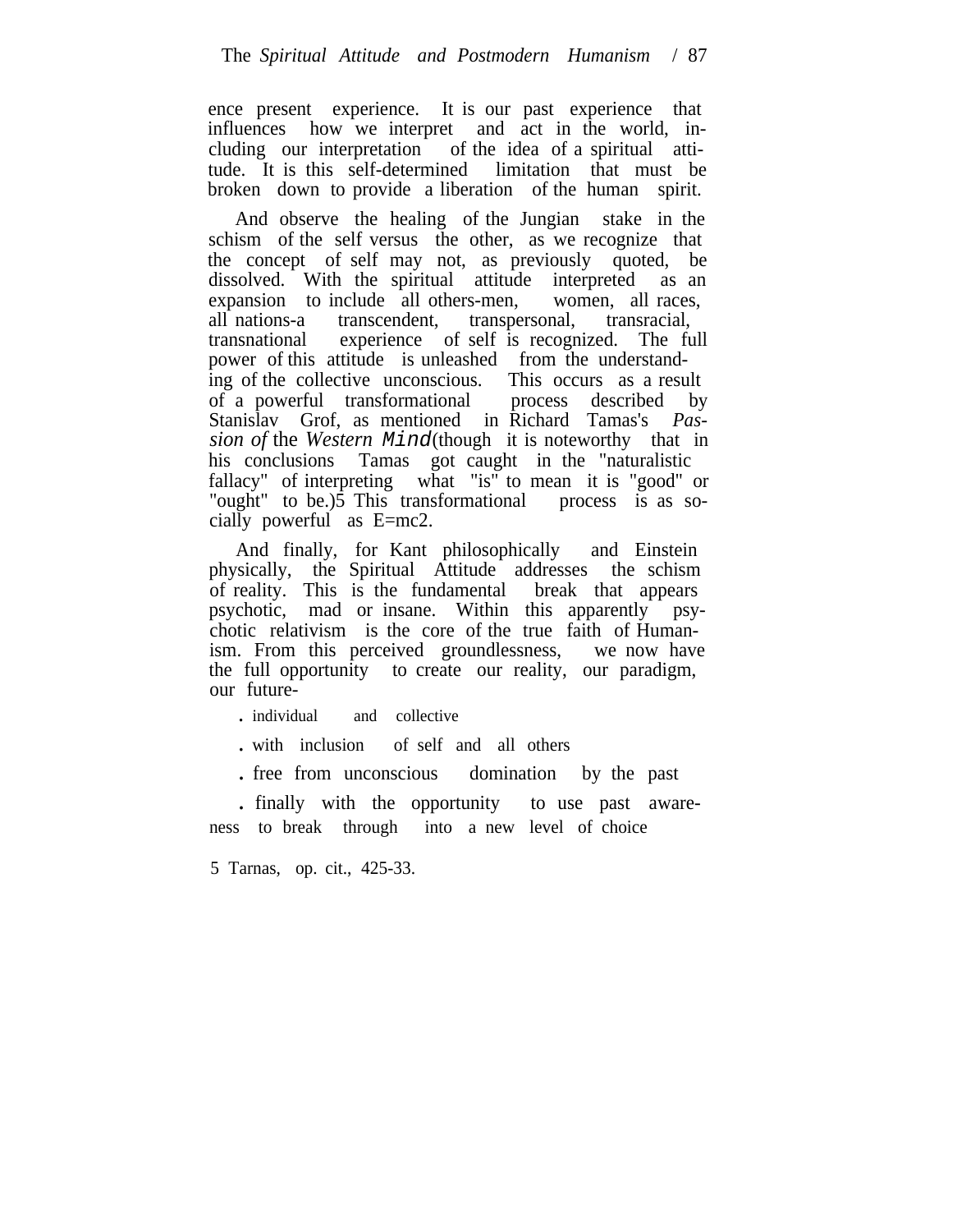ence present experience. It is our past experience that influences how we interpret and act in the world, including our interpretation of the idea of a spiritual attitude. It is this self-determined limitation that must be broken down to provide a liberation of the human spirit.

And observe the healing of the Jungian stake in the schism of the self versus the other, as we recognize that the concept of self may not, as previously quoted, be dissolved. With the spiritual attitude interpreted as an expansion to include all others-men, women, all races, all nations-a transcendent, transpersonal, transracial, transnational experience of self is recognized. The full power of this attitude is unleashed from the understanding of the collective unconscious. This occurs as a result of a powerful transformational process described by Stanislav Grof, as mentioned in Richard Tamas's *Passion of* the *Western Mind*(though it is noteworthy that in his conclusions Tamas got caught in the "naturalistic fallacy" of interpreting what "is" to mean it is "good" or "ought" to be.)[5] This transformational process is as socially powerful as $E=mc^2$.

And finally, for Kant philosophically and Einstein physically, the Spiritual Attitude addresses the schism of reality. This is the fundamental break that appears psychotic, mad or insane. Within this apparently psychotic relativism is the core of the true faith of Humanism. From this perceived groundlessness, we now have the full opportunity to create our reality, our paradigm, our future-

- individual and collective
- with inclusion of self and all others
- free from unconscious domination by the past
- finally with the opportunity to use past awareness to break through into a new level of choice

5 Tarnas, op. cit., 425-33.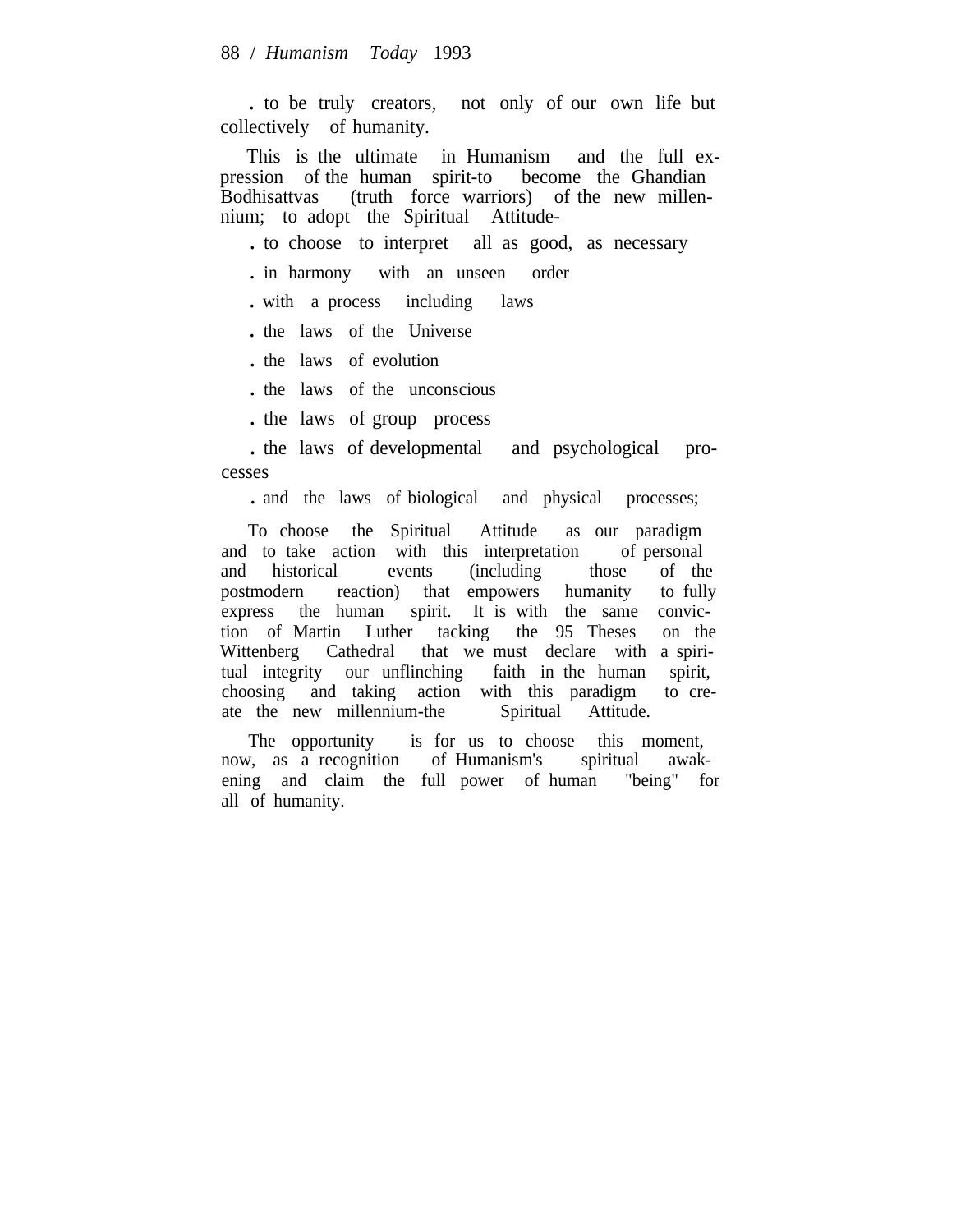. to be truly creators, not only of our own life but collectively of humanity.

This is the ultimate in Humanism and the full expression of the human spirit-to become the Ghandian Bodhisattvas (truth force warriors) of the new millennium; to adopt the Spiritual Attitude-

- to choose to interpret all as good, as necessary
- in harmony with an unseen order
- with a process including laws
- the laws of the Universe
- the laws of evolution
- the laws of the unconscious
- the laws of group process
- the laws of developmental and psychological processes
- and the laws of biological and physical processes;

To choose the Spiritual Attitude as our paradigm and to take action with this interpretation of personal and historical events (including those of the postmodern reaction) that empowers humanity to fully express the human spirit. It is with the same conviction of Martin Luther tacking the 95 Theses on the Wittenberg Cathedral that we must declare with a spiritual integrity our unflinching faith in the human spirit, choosing and taking action with this paradigm to create the new millennium-the Spiritual Attitude.

The opportunity is for us to choose this moment, now, as a recognition of Humanism's spiritual awakening and claim the full power of human "being" for all of humanity.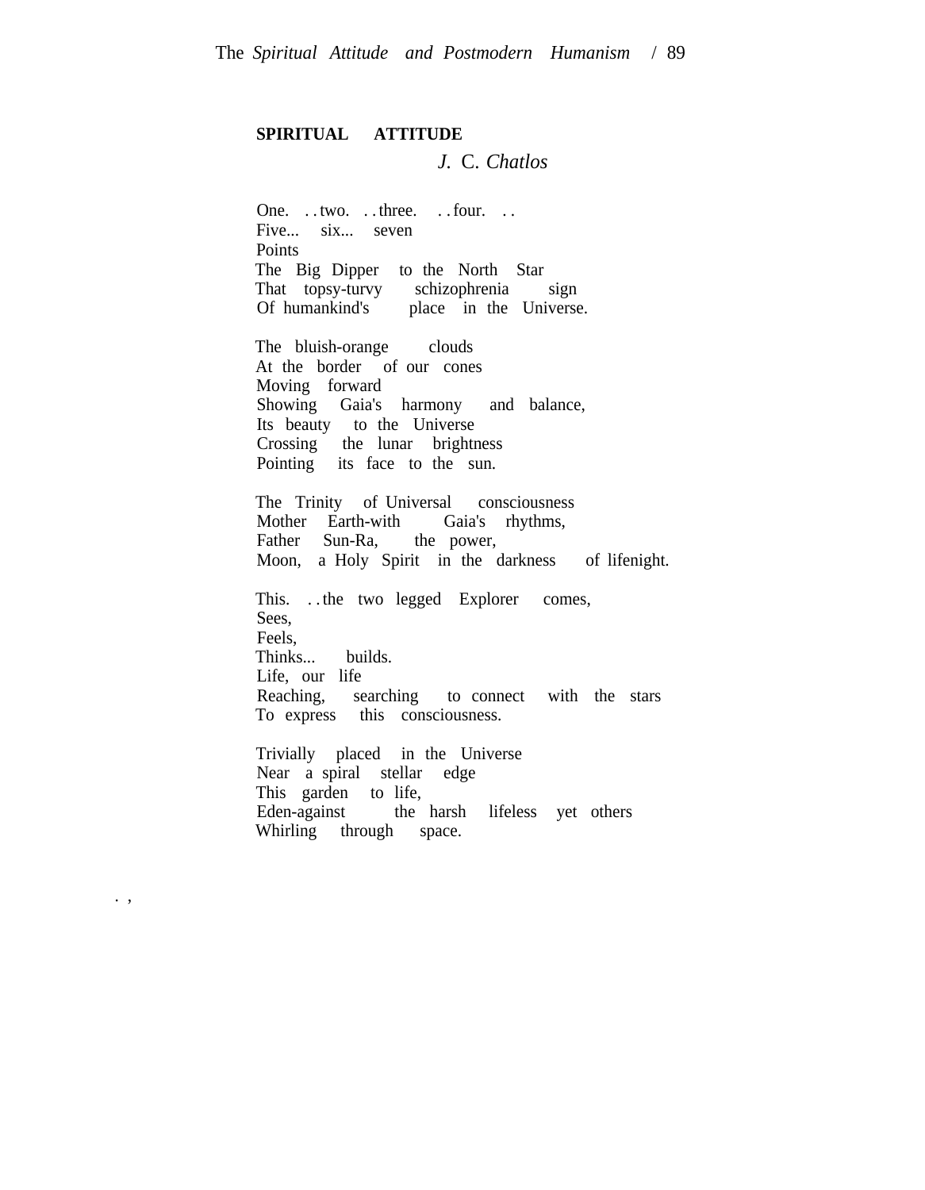**SPIRITUAL ATTITUDE**

*J. C. Chatlos*

One. . . two. . . three. . . four. . .  
Five... six... seven  
Points  
The Big Dipper to the North Star  
That topsy-turvy schizophrenia sign  
Of humankind's place in the Universe.

The bluish-orange clouds  
At the border of our cones  
Moving forward  
Showing Gaia's harmony and balance,  
Its beauty to the Universe  
Crossing the lunar brightness  
Pointing its face to the sun.

The Trinity of Universal consciousness  
Mother Earth-with Gaia's rhythms,  
Father Sun-Ra, the power,  
Moon, a Holy Spirit in the darkness of lifenight.

This. . . the two legged Explorer comes,  
Sees,  
Feels,  
Thinks... builds.  
Life, our life  
Reaching, searching to connect with the stars  
To express this consciousness.

Trivially placed in the Universe  
Near a spiral stellar edge  
This garden to life,  
Eden-against the harsh lifeless yet others  
Whirling through space.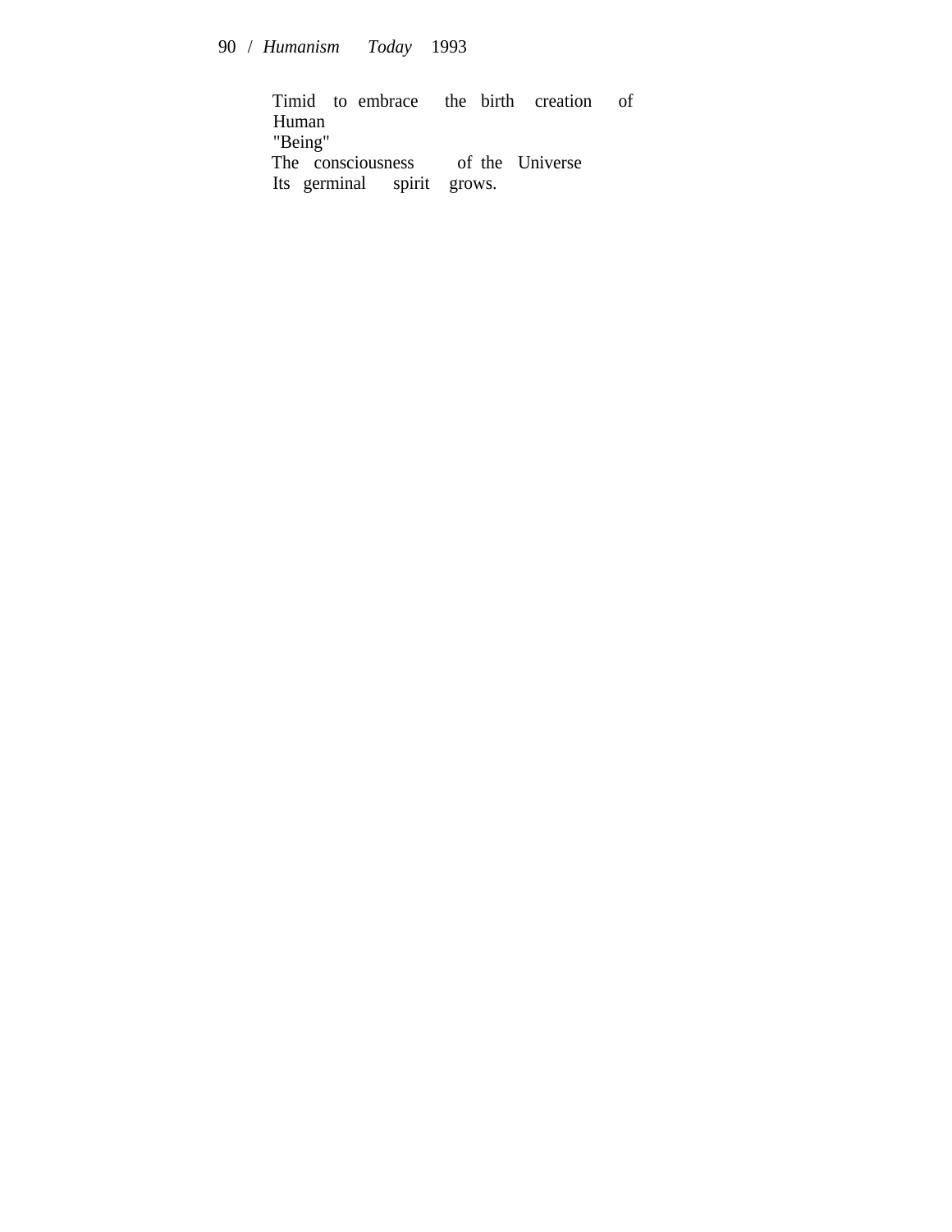Timid to embrace the birth creation of
Human
"Being"
The consciousness of the Universe
Its germinal spirit grows.